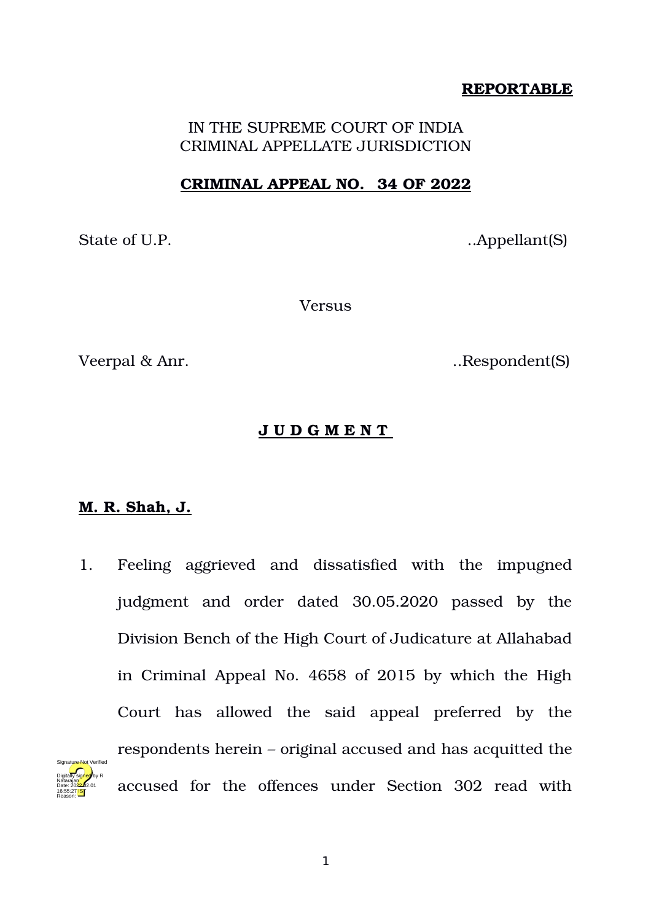**REPORTABLE**

IN THE SUPREME COURT OF INDIA
CRIMINAL APPELLATE JURISDICTION

**CRIMINAL APPEAL NO. 34 OF 2022**

State of U.P. ..Appellant(S)

Versus

Veerpal & Anr. ..Respondent(S)

**J U D G M E N T**

**M. R. Shah, J.**

1. Feeling aggrieved and dissatisfied with the impugned judgment and order dated 30.05.2020 passed by the Division Bench of the High Court of Judicature at Allahabad in Criminal Appeal No. 4658 of 2015 by which the High Court has allowed the said appeal preferred by the respondents herein – original accused and has acquitted the accused for the offences under Section 302 read with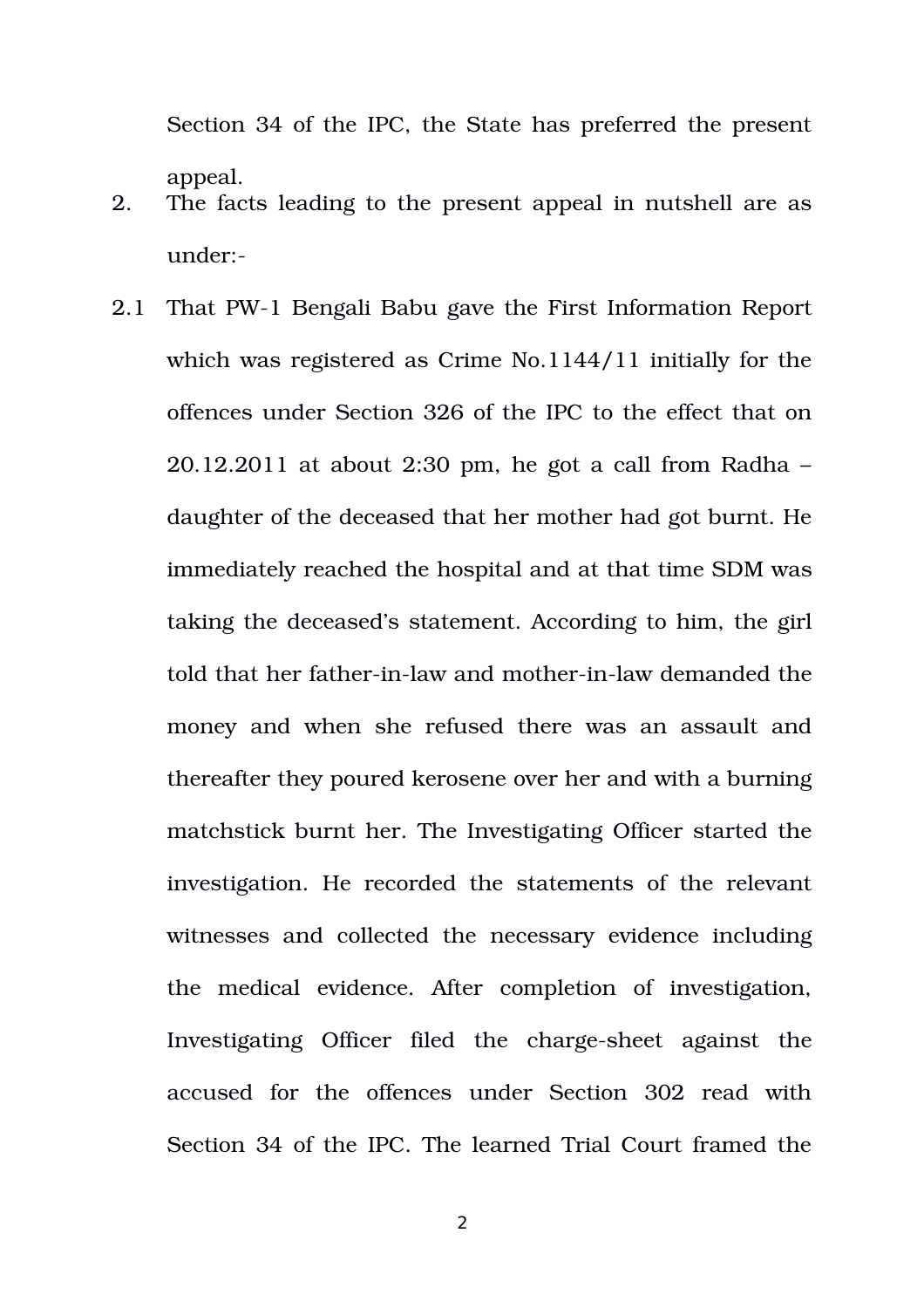Section 34 of the IPC, the State has preferred the present appeal.

2. The facts leading to the present appeal in nutshell are as under:-

2.1 That PW-1 Bengali Babu gave the First Information Report which was registered as Crime No.1144/11 initially for the offences under Section 326 of the IPC to the effect that on 20.12.2011 at about 2:30 pm, he got a call from Radha – daughter of the deceased that her mother had got burnt. He immediately reached the hospital and at that time SDM was taking the deceased's statement. According to him, the girl told that her father-in-law and mother-in-law demanded the money and when she refused there was an assault and thereafter they poured kerosene over her and with a burning matchstick burnt her. The Investigating Officer started the investigation. He recorded the statements of the relevant witnesses and collected the necessary evidence including the medical evidence. After completion of investigation, Investigating Officer filed the charge-sheet against the accused for the offences under Section 302 read with Section 34 of the IPC. The learned Trial Court framed the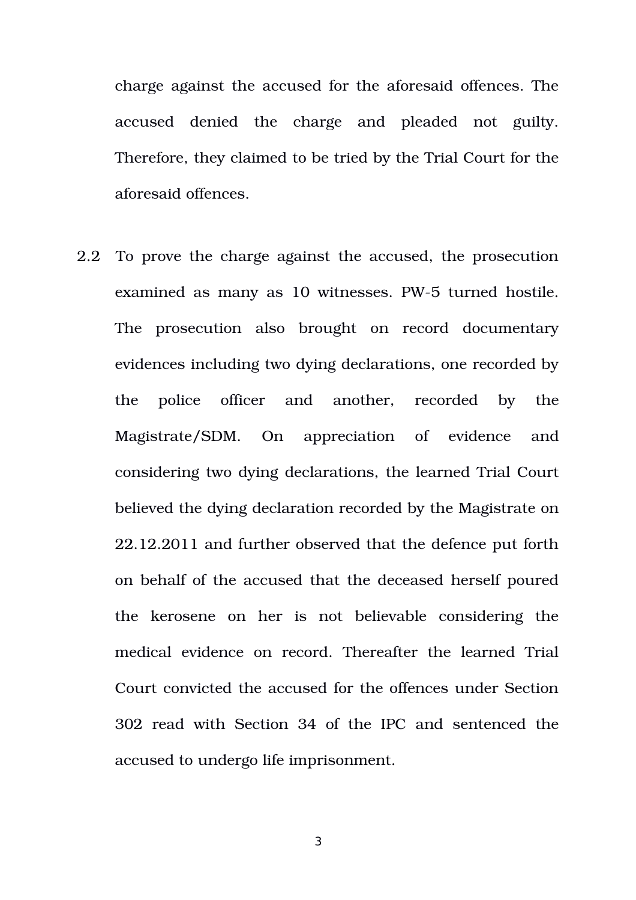charge against the accused for the aforesaid offences. The accused denied the charge and pleaded not guilty. Therefore, they claimed to be tried by the Trial Court for the aforesaid offences.

2.2 To prove the charge against the accused, the prosecution examined as many as 10 witnesses. PW-5 turned hostile. The prosecution also brought on record documentary evidences including two dying declarations, one recorded by the police officer and another, recorded by the Magistrate/SDM. On appreciation of evidence and considering two dying declarations, the learned Trial Court believed the dying declaration recorded by the Magistrate on 22.12.2011 and further observed that the defence put forth on behalf of the accused that the deceased herself poured the kerosene on her is not believable considering the medical evidence on record. Thereafter the learned Trial Court convicted the accused for the offences under Section 302 read with Section 34 of the IPC and sentenced the accused to undergo life imprisonment.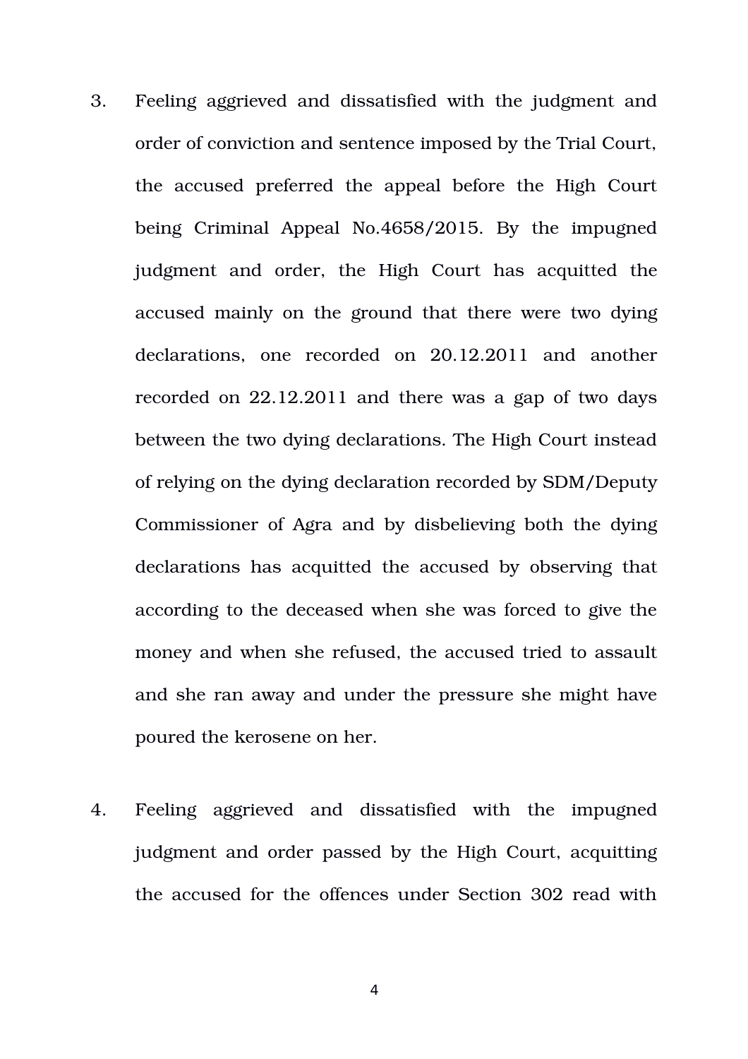3. Feeling aggrieved and dissatisfied with the judgment and order of conviction and sentence imposed by the Trial Court, the accused preferred the appeal before the High Court being Criminal Appeal No.4658/2015. By the impugned judgment and order, the High Court has acquitted the accused mainly on the ground that there were two dying declarations, one recorded on 20.12.2011 and another recorded on 22.12.2011 and there was a gap of two days between the two dying declarations. The High Court instead of relying on the dying declaration recorded by SDM/Deputy Commissioner of Agra and by disbelieving both the dying declarations has acquitted the accused by observing that according to the deceased when she was forced to give the money and when she refused, the accused tried to assault and she ran away and under the pressure she might have poured the kerosene on her.

4. Feeling aggrieved and dissatisfied with the impugned judgment and order passed by the High Court, acquitting the accused for the offences under Section 302 read with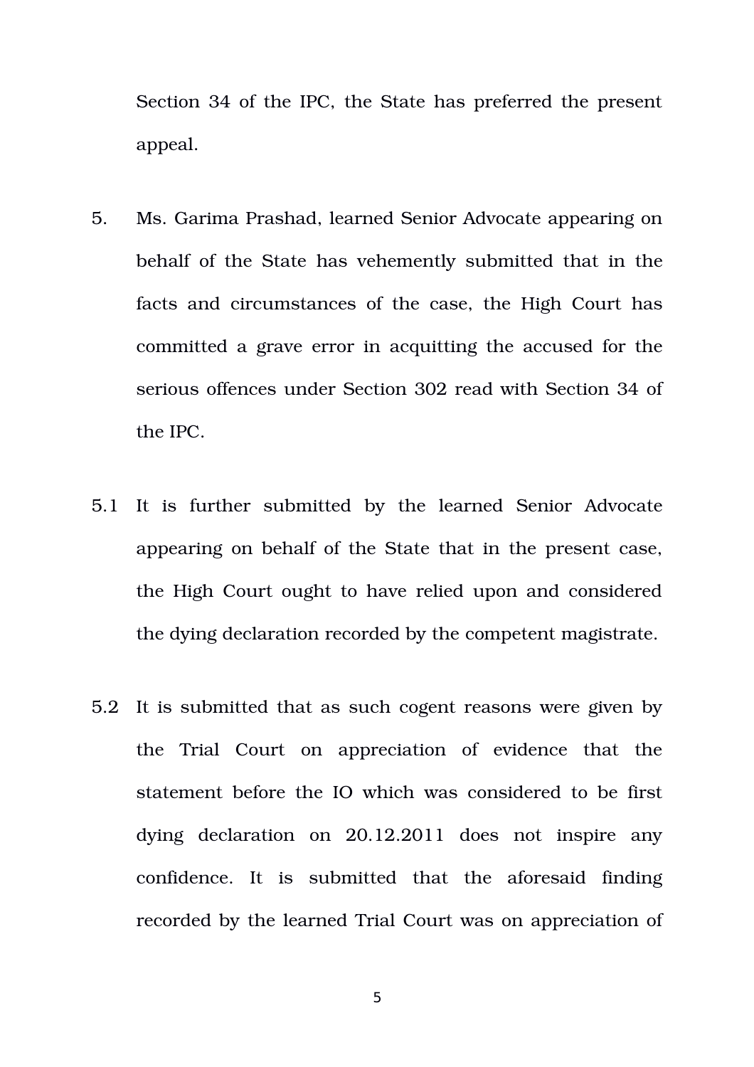Section 34 of the IPC, the State has preferred the present appeal.

5. Ms. Garima Prashad, learned Senior Advocate appearing on behalf of the State has vehemently submitted that in the facts and circumstances of the case, the High Court has committed a grave error in acquitting the accused for the serious offences under Section 302 read with Section 34 of the IPC.

5.1 It is further submitted by the learned Senior Advocate appearing on behalf of the State that in the present case, the High Court ought to have relied upon and considered the dying declaration recorded by the competent magistrate.

5.2 It is submitted that as such cogent reasons were given by the Trial Court on appreciation of evidence that the statement before the IO which was considered to be first dying declaration on 20.12.2011 does not inspire any confidence. It is submitted that the aforesaid finding recorded by the learned Trial Court was on appreciation of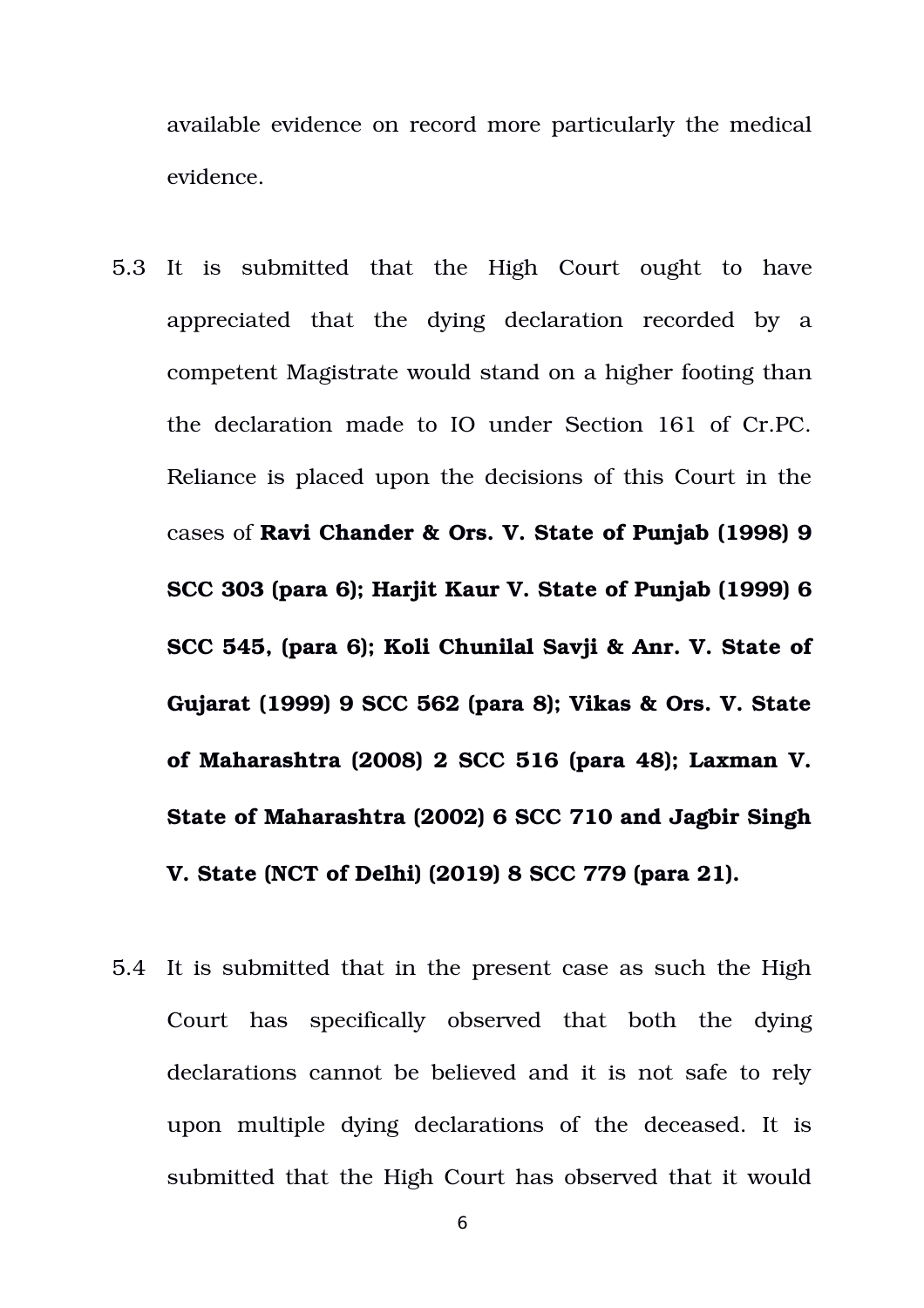available evidence on record more particularly the medical evidence.

5.3 It is submitted that the High Court ought to have appreciated that the dying declaration recorded by a competent Magistrate would stand on a higher footing than the declaration made to IO under Section 161 of Cr.PC. Reliance is placed upon the decisions of this Court in the cases of **Ravi Chander & Ors. V. State of Punjab (1998) 9 SCC 303 (para 6); Harjit Kaur V. State of Punjab (1999) 6 SCC 545, (para 6); Koli Chunilal Savji & Anr. V. State of Gujarat (1999) 9 SCC 562 (para 8); Vikas & Ors. V. State of Maharashtra (2008) 2 SCC 516 (para 48); Laxman V. State of Maharashtra (2002) 6 SCC 710 and Jagbir Singh V. State (NCT of Delhi) (2019) 8 SCC 779 (para 21).**

5.4 It is submitted that in the present case as such the High Court has specifically observed that both the dying declarations cannot be believed and it is not safe to rely upon multiple dying declarations of the deceased. It is submitted that the High Court has observed that it would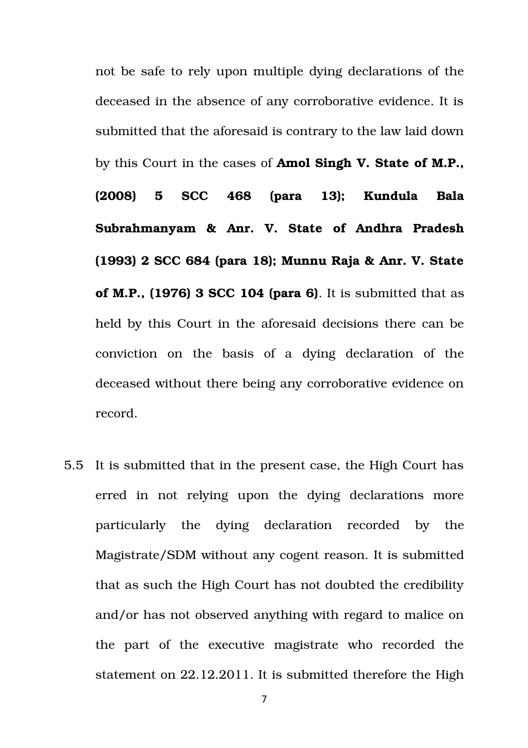not be safe to rely upon multiple dying declarations of the deceased in the absence of any corroborative evidence. It is submitted that the aforesaid is contrary to the law laid down by this Court in the cases of **Amol Singh V. State of M.P., (2008) 5 SCC 468 (para 13); Kundula Bala Subrahmanyam & Anr. V. State of Andhra Pradesh (1993) 2 SCC 684 (para 18); Munnu Raja & Anr. V. State of M.P., (1976) 3 SCC 104 (para 6)**. It is submitted that as held by this Court in the aforesaid decisions there can be conviction on the basis of a dying declaration of the deceased without there being any corroborative evidence on record.

5.5 It is submitted that in the present case, the High Court has erred in not relying upon the dying declarations more particularly the dying declaration recorded by the Magistrate/SDM without any cogent reason. It is submitted that as such the High Court has not doubted the credibility and/or has not observed anything with regard to malice on the part of the executive magistrate who recorded the statement on 22.12.2011. It is submitted therefore the High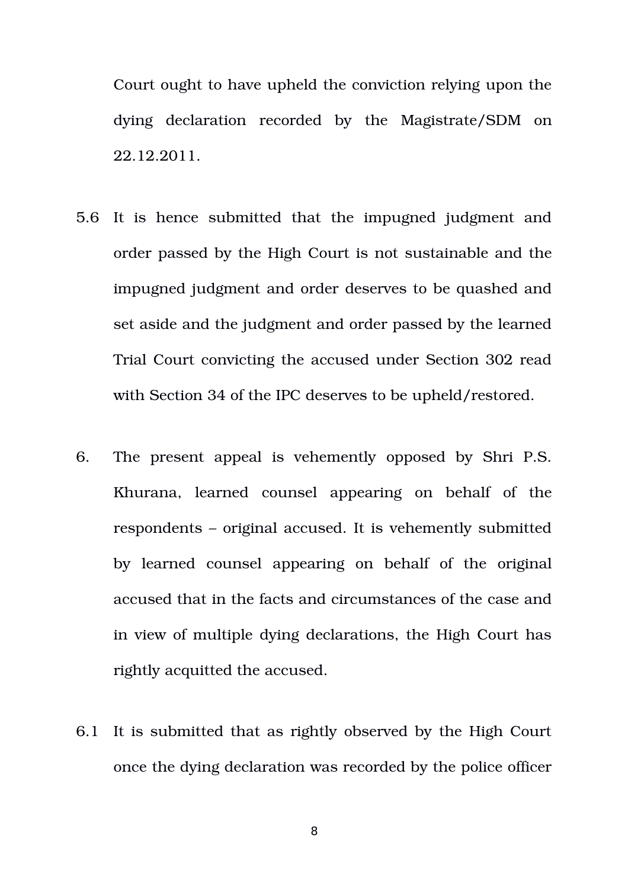Court ought to have upheld the conviction relying upon the dying declaration recorded by the Magistrate/SDM on 22.12.2011.

5.6 It is hence submitted that the impugned judgment and order passed by the High Court is not sustainable and the impugned judgment and order deserves to be quashed and set aside and the judgment and order passed by the learned Trial Court convicting the accused under Section 302 read with Section 34 of the IPC deserves to be upheld/restored.

6. The present appeal is vehemently opposed by Shri P.S. Khurana, learned counsel appearing on behalf of the respondents – original accused. It is vehemently submitted by learned counsel appearing on behalf of the original accused that in the facts and circumstances of the case and in view of multiple dying declarations, the High Court has rightly acquitted the accused.

6.1 It is submitted that as rightly observed by the High Court once the dying declaration was recorded by the police officer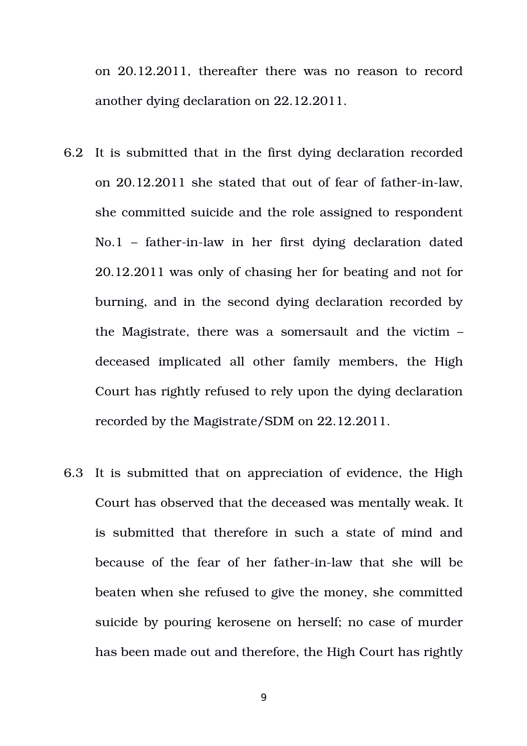on 20.12.2011, thereafter there was no reason to record another dying declaration on 22.12.2011.

6.2 It is submitted that in the first dying declaration recorded on 20.12.2011 she stated that out of fear of father-in-law, she committed suicide and the role assigned to respondent No.1 – father-in-law in her first dying declaration dated 20.12.2011 was only of chasing her for beating and not for burning, and in the second dying declaration recorded by the Magistrate, there was a somersault and the victim – deceased implicated all other family members, the High Court has rightly refused to rely upon the dying declaration recorded by the Magistrate/SDM on 22.12.2011.

6.3 It is submitted that on appreciation of evidence, the High Court has observed that the deceased was mentally weak. It is submitted that therefore in such a state of mind and because of the fear of her father-in-law that she will be beaten when she refused to give the money, she committed suicide by pouring kerosene on herself; no case of murder has been made out and therefore, the High Court has rightly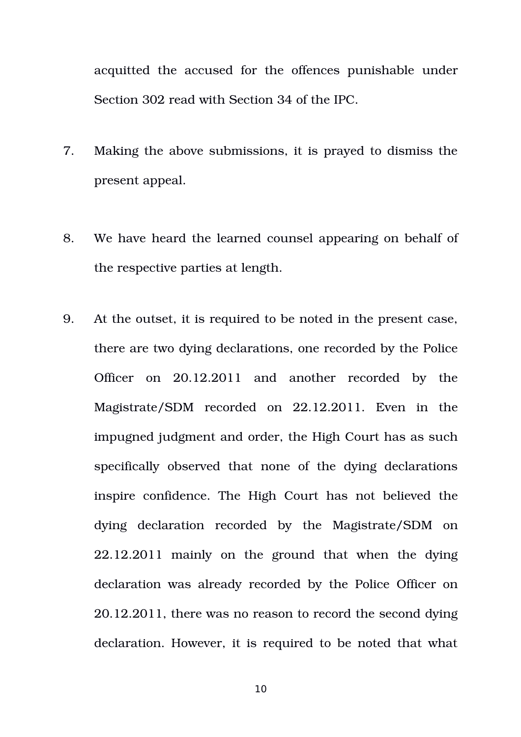acquitted the accused for the offences punishable under Section 302 read with Section 34 of the IPC.

7. Making the above submissions, it is prayed to dismiss the present appeal.

8. We have heard the learned counsel appearing on behalf of the respective parties at length.

9. At the outset, it is required to be noted in the present case, there are two dying declarations, one recorded by the Police Officer on 20.12.2011 and another recorded by the Magistrate/SDM recorded on 22.12.2011. Even in the impugned judgment and order, the High Court has as such specifically observed that none of the dying declarations inspire confidence. The High Court has not believed the dying declaration recorded by the Magistrate/SDM on 22.12.2011 mainly on the ground that when the dying declaration was already recorded by the Police Officer on 20.12.2011, there was no reason to record the second dying declaration. However, it is required to be noted that what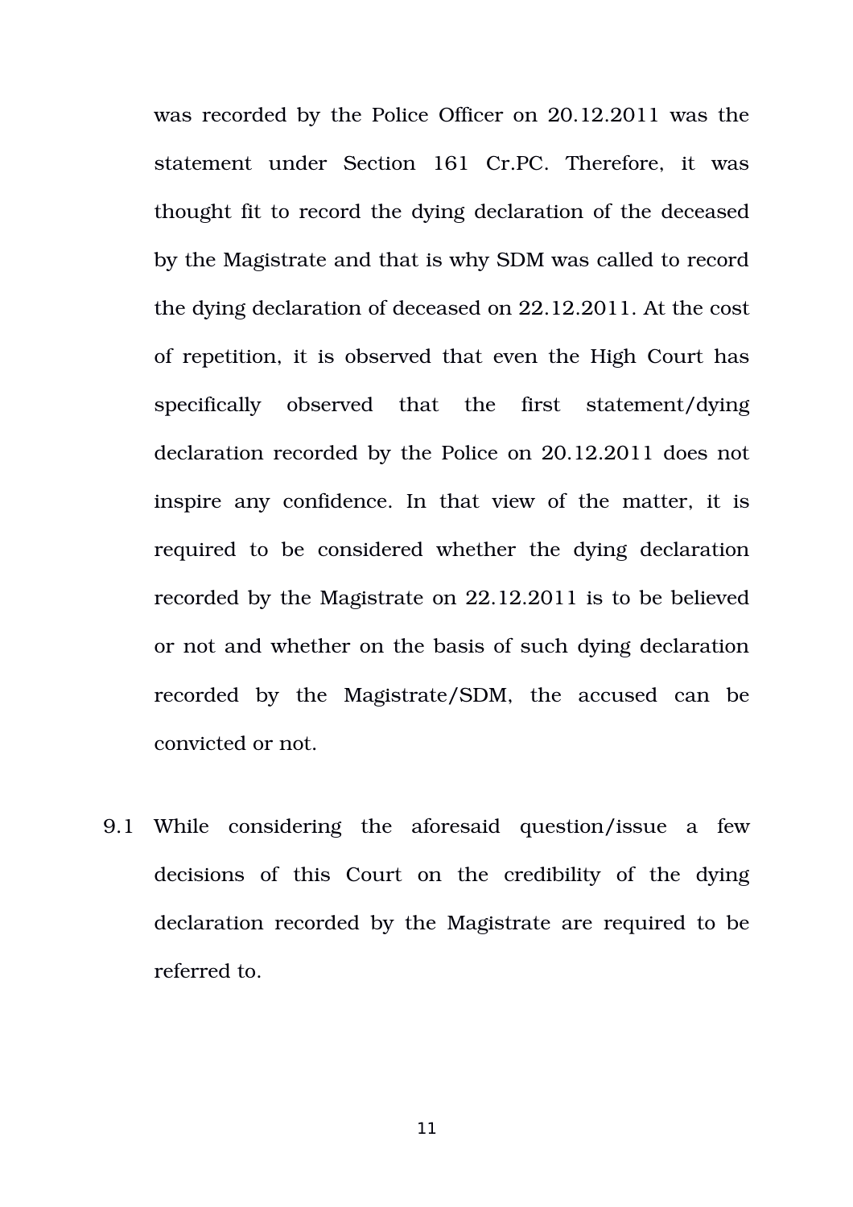was recorded by the Police Officer on 20.12.2011 was the statement under Section 161 Cr.PC. Therefore, it was thought fit to record the dying declaration of the deceased by the Magistrate and that is why SDM was called to record the dying declaration of deceased on 22.12.2011. At the cost of repetition, it is observed that even the High Court has specifically observed that the first statement/dying declaration recorded by the Police on 20.12.2011 does not inspire any confidence. In that view of the matter, it is required to be considered whether the dying declaration recorded by the Magistrate on 22.12.2011 is to be believed or not and whether on the basis of such dying declaration recorded by the Magistrate/SDM, the accused can be convicted or not.

9.1 While considering the aforesaid question/issue a few decisions of this Court on the credibility of the dying declaration recorded by the Magistrate are required to be referred to.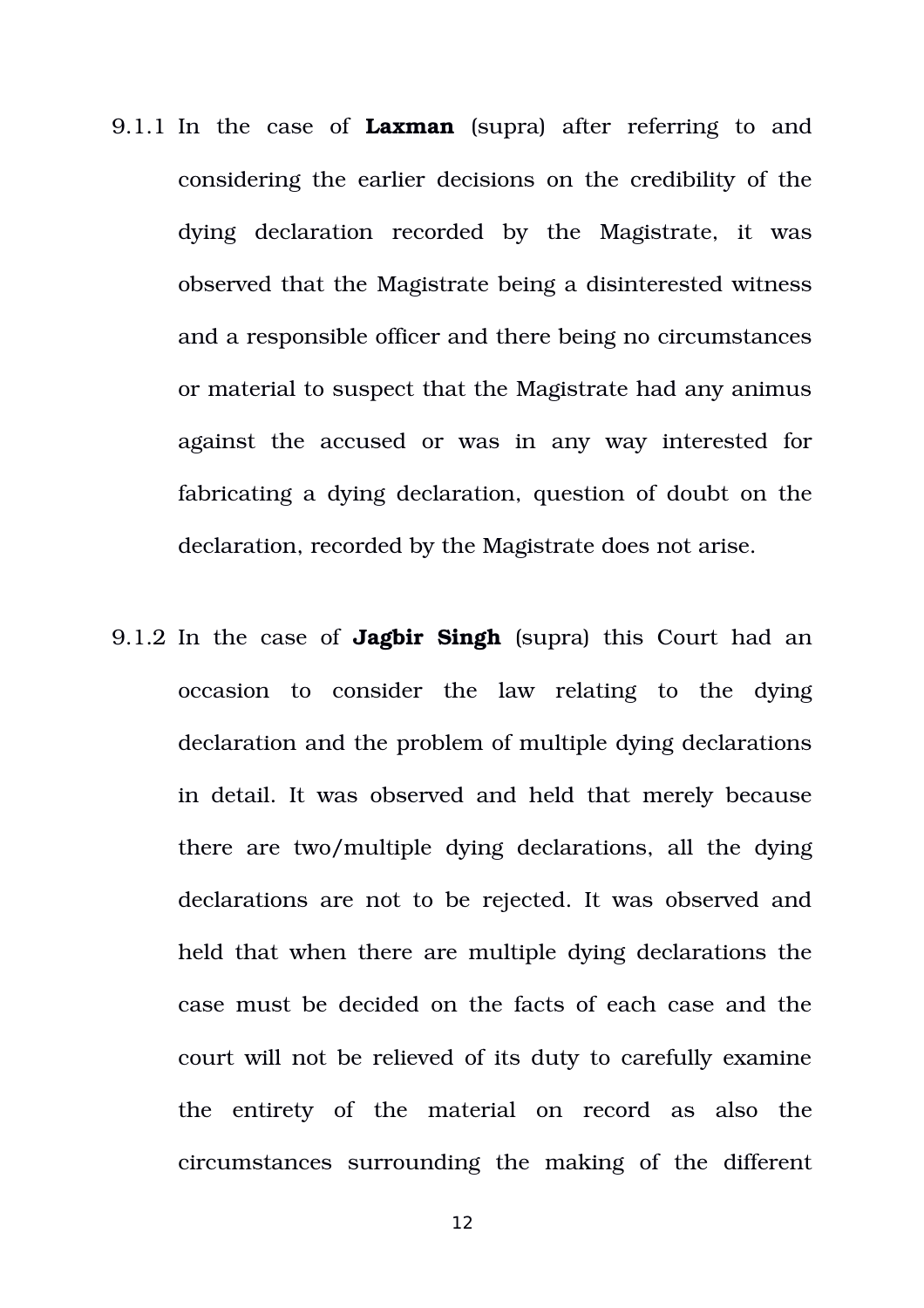9.1.1 In the case of **Laxman** (supra) after referring to and considering the earlier decisions on the credibility of the dying declaration recorded by the Magistrate, it was observed that the Magistrate being a disinterested witness and a responsible officer and there being no circumstances or material to suspect that the Magistrate had any animus against the accused or was in any way interested for fabricating a dying declaration, question of doubt on the declaration, recorded by the Magistrate does not arise.

9.1.2 In the case of **Jagbir Singh** (supra) this Court had an occasion to consider the law relating to the dying declaration and the problem of multiple dying declarations in detail. It was observed and held that merely because there are two/multiple dying declarations, all the dying declarations are not to be rejected. It was observed and held that when there are multiple dying declarations the case must be decided on the facts of each case and the court will not be relieved of its duty to carefully examine the entirety of the material on record as also the circumstances surrounding the making of the different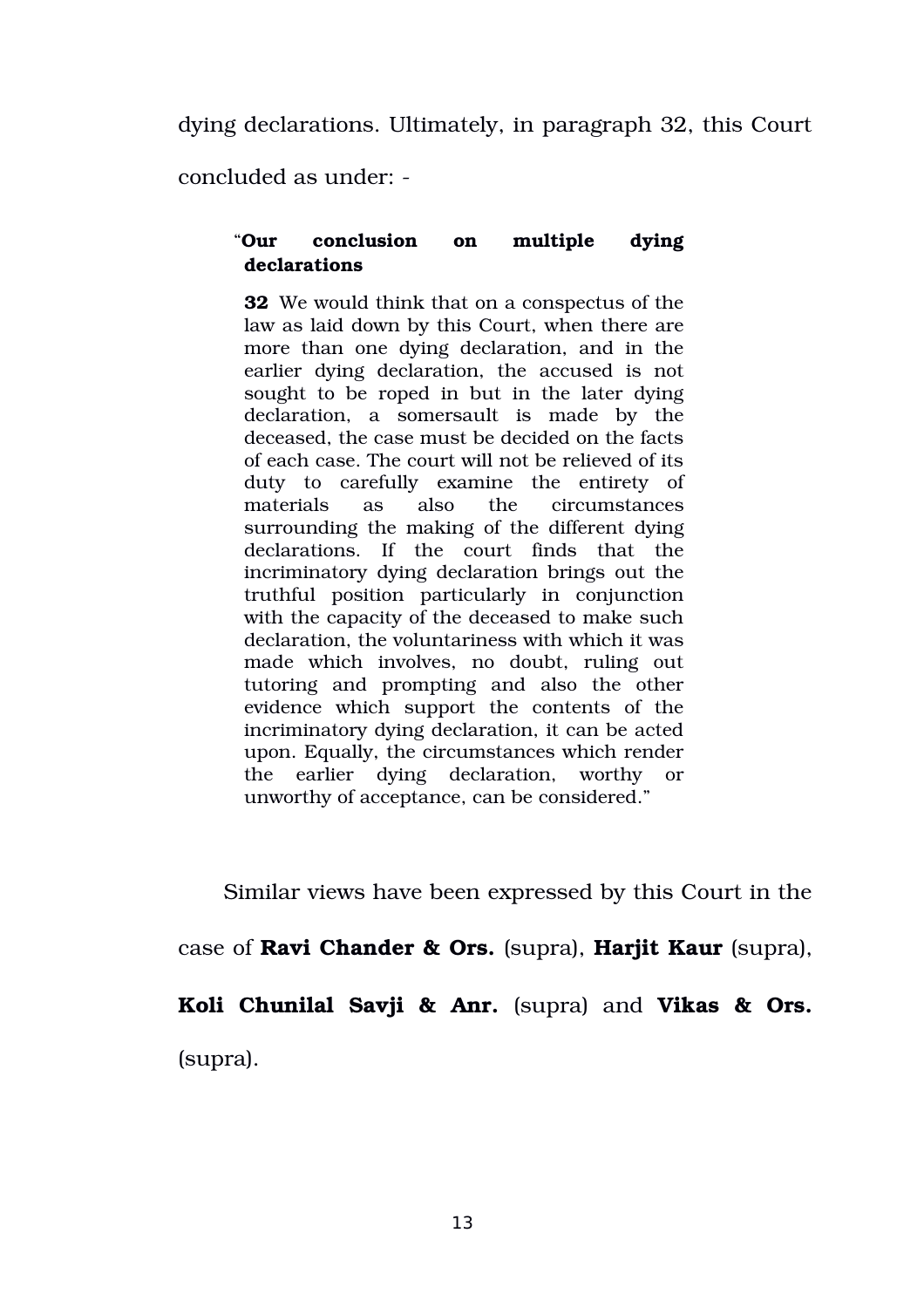dying declarations. Ultimately, in paragraph 32, this Court concluded as under: -

> "**Our conclusion on multiple dying declarations**
>
> **32** We would think that on a conspectus of the law as laid down by this Court, when there are more than one dying declaration, and in the earlier dying declaration, the accused is not sought to be roped in but in the later dying declaration, a somersault is made by the deceased, the case must be decided on the facts of each case. The court will not be relieved of its duty to carefully examine the entirety of materials as also the circumstances surrounding the making of the different dying declarations. If the court finds that the incriminatory dying declaration brings out the truthful position particularly in conjunction with the capacity of the deceased to make such declaration, the voluntariness with which it was made which involves, no doubt, ruling out tutoring and prompting and also the other evidence which support the contents of the incriminatory dying declaration, it can be acted upon. Equally, the circumstances which render the earlier dying declaration, worthy or unworthy of acceptance, can be considered."

Similar views have been expressed by this Court in the case of **Ravi Chander & Ors.** (supra), **Harjit Kaur** (supra), **Koli Chunilal Savji & Anr.** (supra) and **Vikas & Ors.** (supra).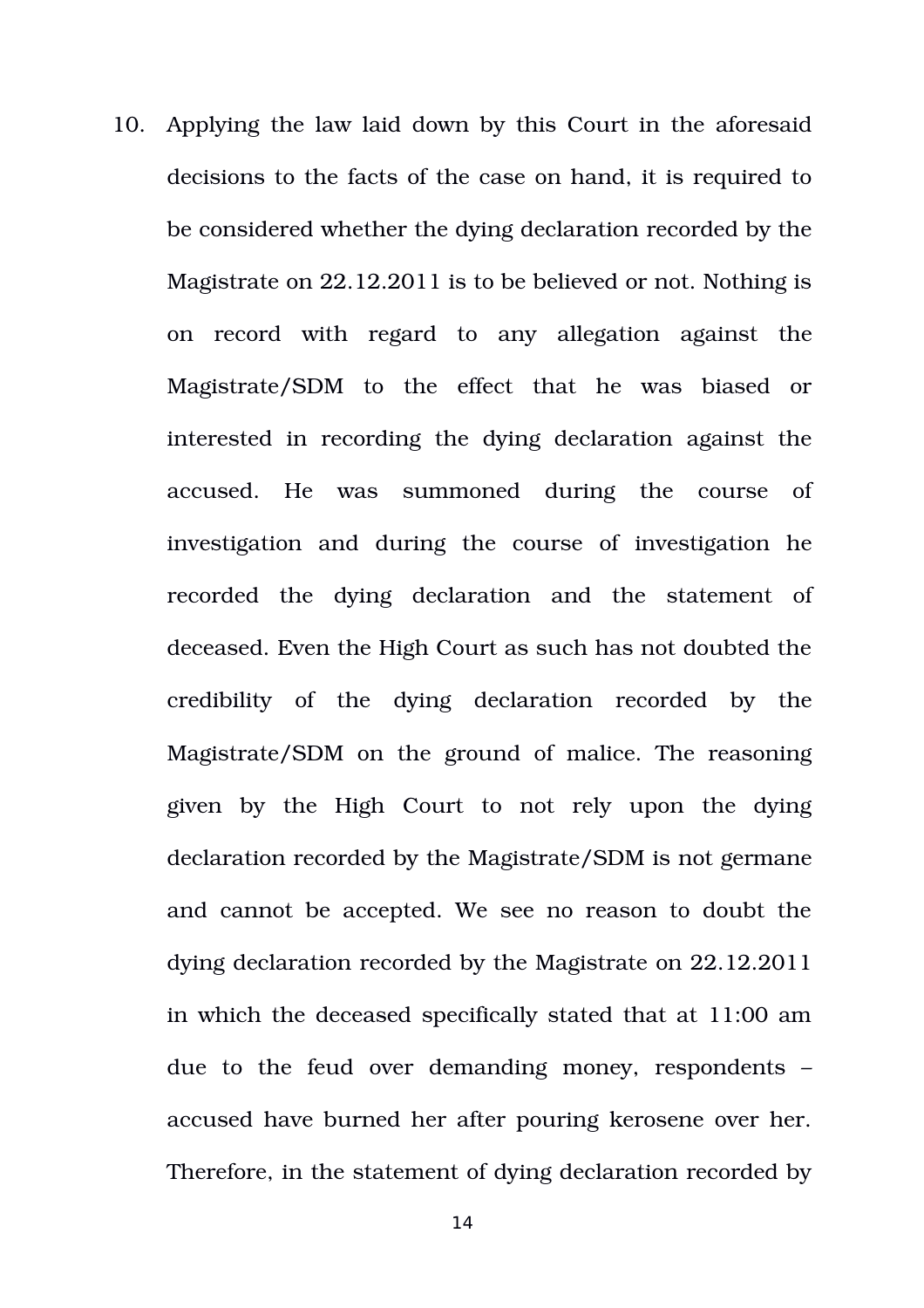10. Applying the law laid down by this Court in the aforesaid decisions to the facts of the case on hand, it is required to be considered whether the dying declaration recorded by the Magistrate on 22.12.2011 is to be believed or not. Nothing is on record with regard to any allegation against the Magistrate/SDM to the effect that he was biased or interested in recording the dying declaration against the accused. He was summoned during the course of investigation and during the course of investigation he recorded the dying declaration and the statement of deceased. Even the High Court as such has not doubted the credibility of the dying declaration recorded by the Magistrate/SDM on the ground of malice. The reasoning given by the High Court to not rely upon the dying declaration recorded by the Magistrate/SDM is not germane and cannot be accepted. We see no reason to doubt the dying declaration recorded by the Magistrate on 22.12.2011 in which the deceased specifically stated that at 11:00 am due to the feud over demanding money, respondents – accused have burned her after pouring kerosene over her. Therefore, in the statement of dying declaration recorded by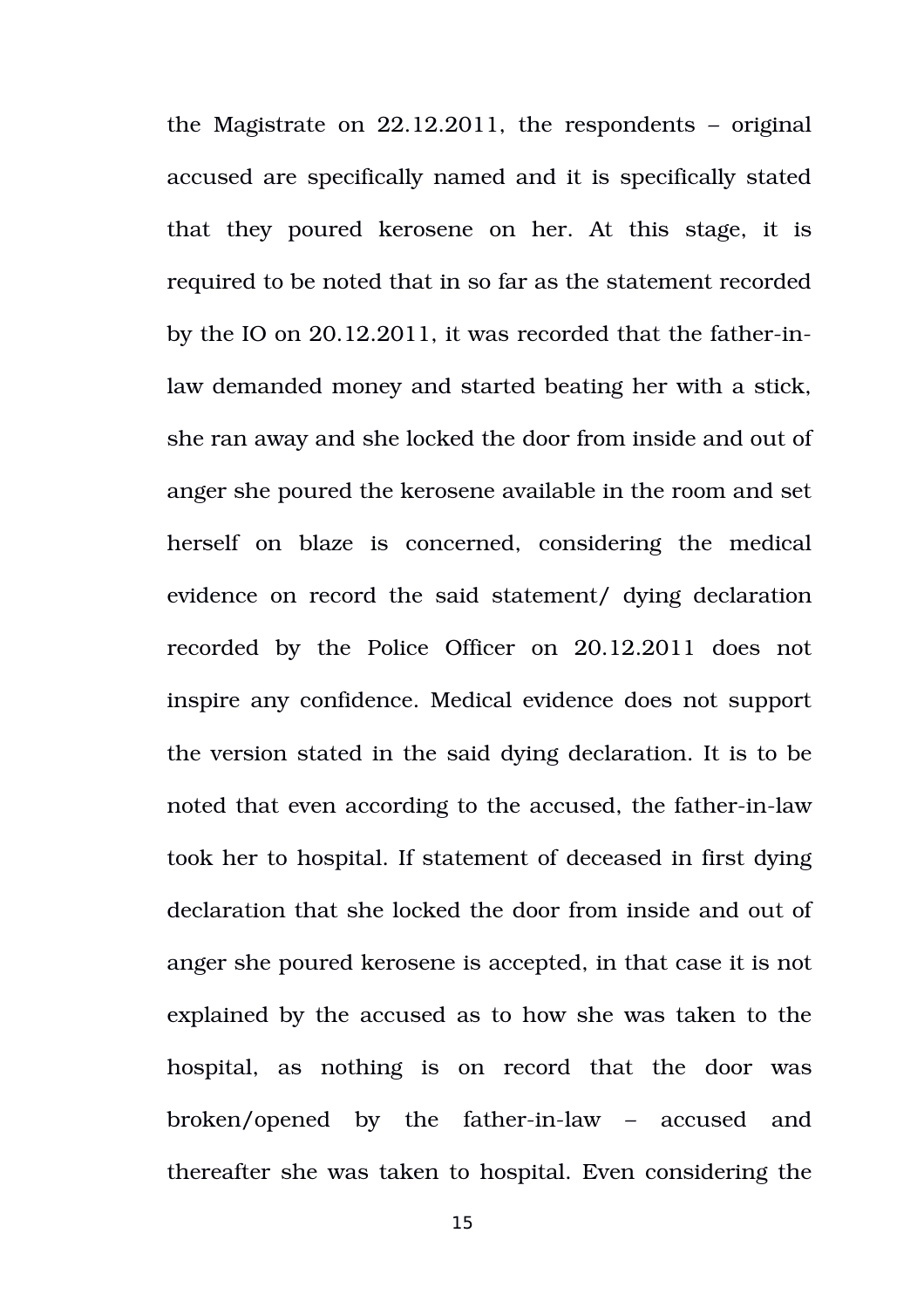the Magistrate on 22.12.2011, the respondents – original accused are specifically named and it is specifically stated that they poured kerosene on her. At this stage, it is required to be noted that in so far as the statement recorded by the IO on 20.12.2011, it was recorded that the father-in-law demanded money and started beating her with a stick, she ran away and she locked the door from inside and out of anger she poured the kerosene available in the room and set herself on blaze is concerned, considering the medical evidence on record the said statement/ dying declaration recorded by the Police Officer on 20.12.2011 does not inspire any confidence. Medical evidence does not support the version stated in the said dying declaration. It is to be noted that even according to the accused, the father-in-law took her to hospital. If statement of deceased in first dying declaration that she locked the door from inside and out of anger she poured kerosene is accepted, in that case it is not explained by the accused as to how she was taken to the hospital, as nothing is on record that the door was broken/opened by the father-in-law – accused and thereafter she was taken to hospital. Even considering the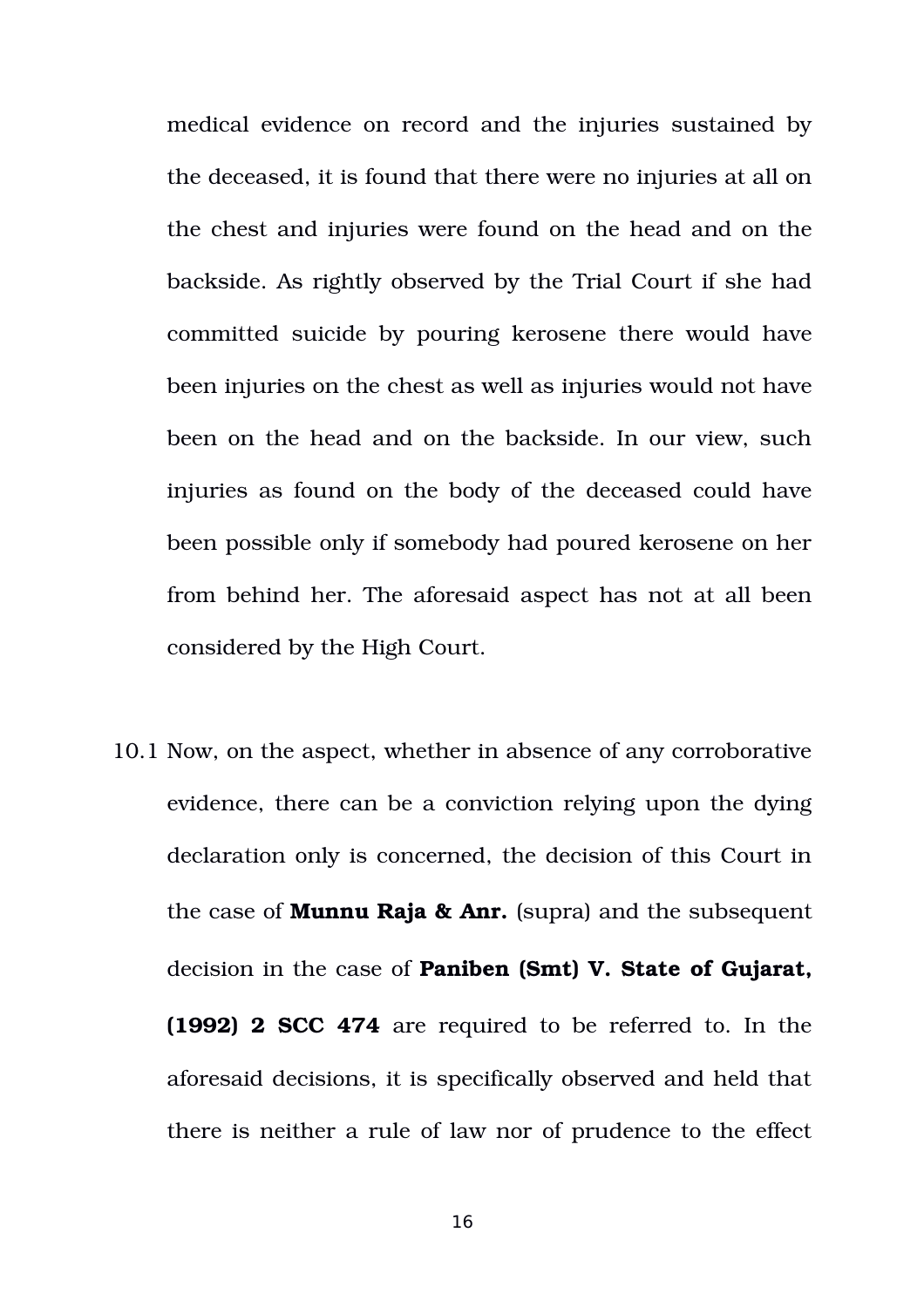medical evidence on record and the injuries sustained by the deceased, it is found that there were no injuries at all on the chest and injuries were found on the head and on the backside. As rightly observed by the Trial Court if she had committed suicide by pouring kerosene there would have been injuries on the chest as well as injuries would not have been on the head and on the backside. In our view, such injuries as found on the body of the deceased could have been possible only if somebody had poured kerosene on her from behind her. The aforesaid aspect has not at all been considered by the High Court.

10.1 Now, on the aspect, whether in absence of any corroborative evidence, there can be a conviction relying upon the dying declaration only is concerned, the decision of this Court in the case of **Munnu Raja & Anr.** (supra) and the subsequent decision in the case of **Paniben (Smt) V. State of Gujarat, (1992) 2 SCC 474** are required to be referred to. In the aforesaid decisions, it is specifically observed and held that there is neither a rule of law nor of prudence to the effect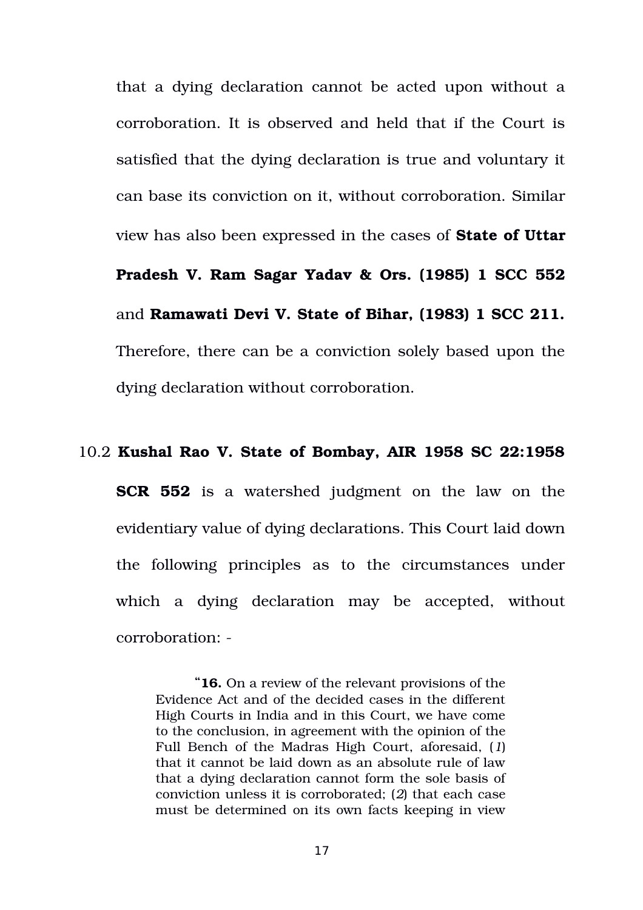that a dying declaration cannot be acted upon without a corroboration. It is observed and held that if the Court is satisfied that the dying declaration is true and voluntary it can base its conviction on it, without corroboration. Similar view has also been expressed in the cases of **State of Uttar Pradesh V. Ram Sagar Yadav & Ors. (1985) 1 SCC 552** and **Ramawati Devi V. State of Bihar, (1983) 1 SCC 211.** Therefore, there can be a conviction solely based upon the dying declaration without corroboration.

10.2 **Kushal Rao V. State of Bombay, AIR 1958 SC 22:1958 SCR 552** is a watershed judgment on the law on the evidentiary value of dying declarations. This Court laid down the following principles as to the circumstances under which a dying declaration may be accepted, without corroboration: -

> "**16.** On a review of the relevant provisions of the Evidence Act and of the decided cases in the different High Courts in India and in this Court, we have come to the conclusion, in agreement with the opinion of the Full Bench of the Madras High Court, aforesaid, (*1*) that it cannot be laid down as an absolute rule of law that a dying declaration cannot form the sole basis of conviction unless it is corroborated; (*2*) that each case must be determined on its own facts keeping in view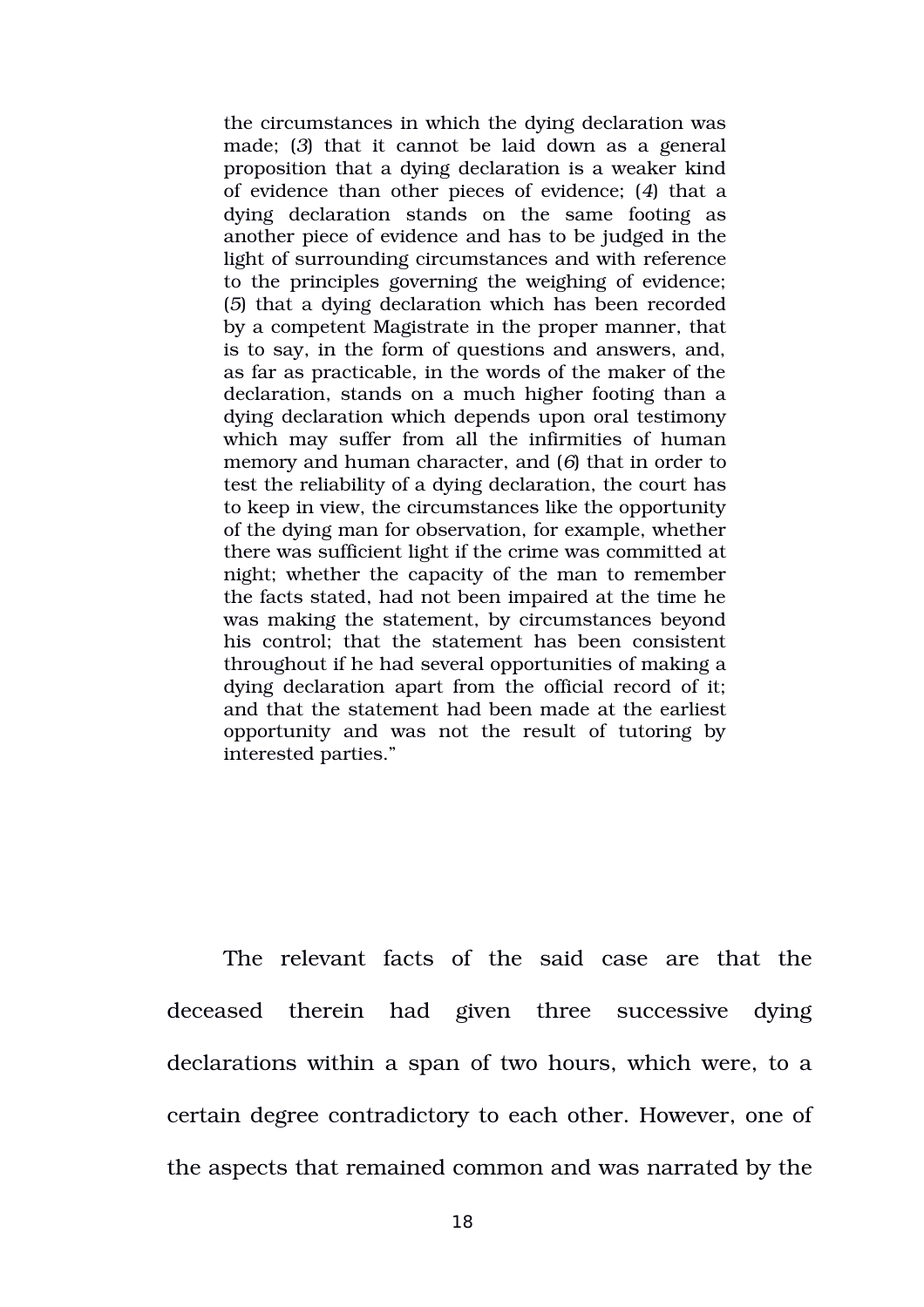> the circumstances in which the dying declaration was made; (*3*) that it cannot be laid down as a general proposition that a dying declaration is a weaker kind of evidence than other pieces of evidence; (*4*) that a dying declaration stands on the same footing as another piece of evidence and has to be judged in the light of surrounding circumstances and with reference to the principles governing the weighing of evidence; (*5*) that a dying declaration which has been recorded by a competent Magistrate in the proper manner, that is to say, in the form of questions and answers, and, as far as practicable, in the words of the maker of the declaration, stands on a much higher footing than a dying declaration which depends upon oral testimony which may suffer from all the infirmities of human memory and human character, and (*6*) that in order to test the reliability of a dying declaration, the court has to keep in view, the circumstances like the opportunity of the dying man for observation, for example, whether there was sufficient light if the crime was committed at night; whether the capacity of the man to remember the facts stated, had not been impaired at the time he was making the statement, by circumstances beyond his control; that the statement has been consistent throughout if he had several opportunities of making a dying declaration apart from the official record of it; and that the statement had been made at the earliest opportunity and was not the result of tutoring by interested parties."

The relevant facts of the said case are that the deceased therein had given three successive dying declarations within a span of two hours, which were, to a certain degree contradictory to each other. However, one of the aspects that remained common and was narrated by the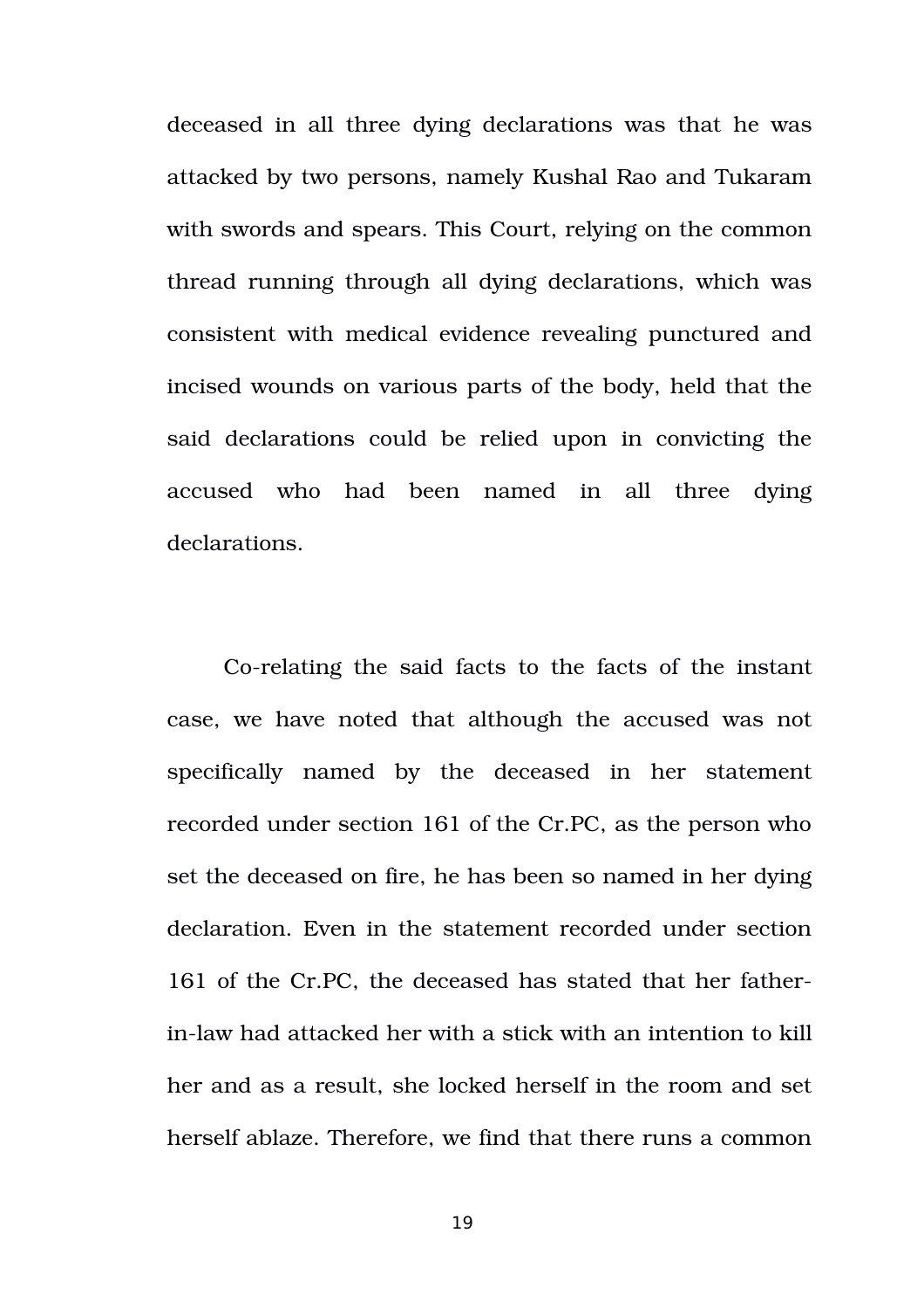deceased in all three dying declarations was that he was attacked by two persons, namely Kushal Rao and Tukaram with swords and spears. This Court, relying on the common thread running through all dying declarations, which was consistent with medical evidence revealing punctured and incised wounds on various parts of the body, held that the said declarations could be relied upon in convicting the accused who had been named in all three dying declarations.

Co-relating the said facts to the facts of the instant case, we have noted that although the accused was not specifically named by the deceased in her statement recorded under section 161 of the Cr.PC, as the person who set the deceased on fire, he has been so named in her dying declaration. Even in the statement recorded under section 161 of the Cr.PC, the deceased has stated that her father-in-law had attacked her with a stick with an intention to kill her and as a result, she locked herself in the room and set herself ablaze. Therefore, we find that there runs a common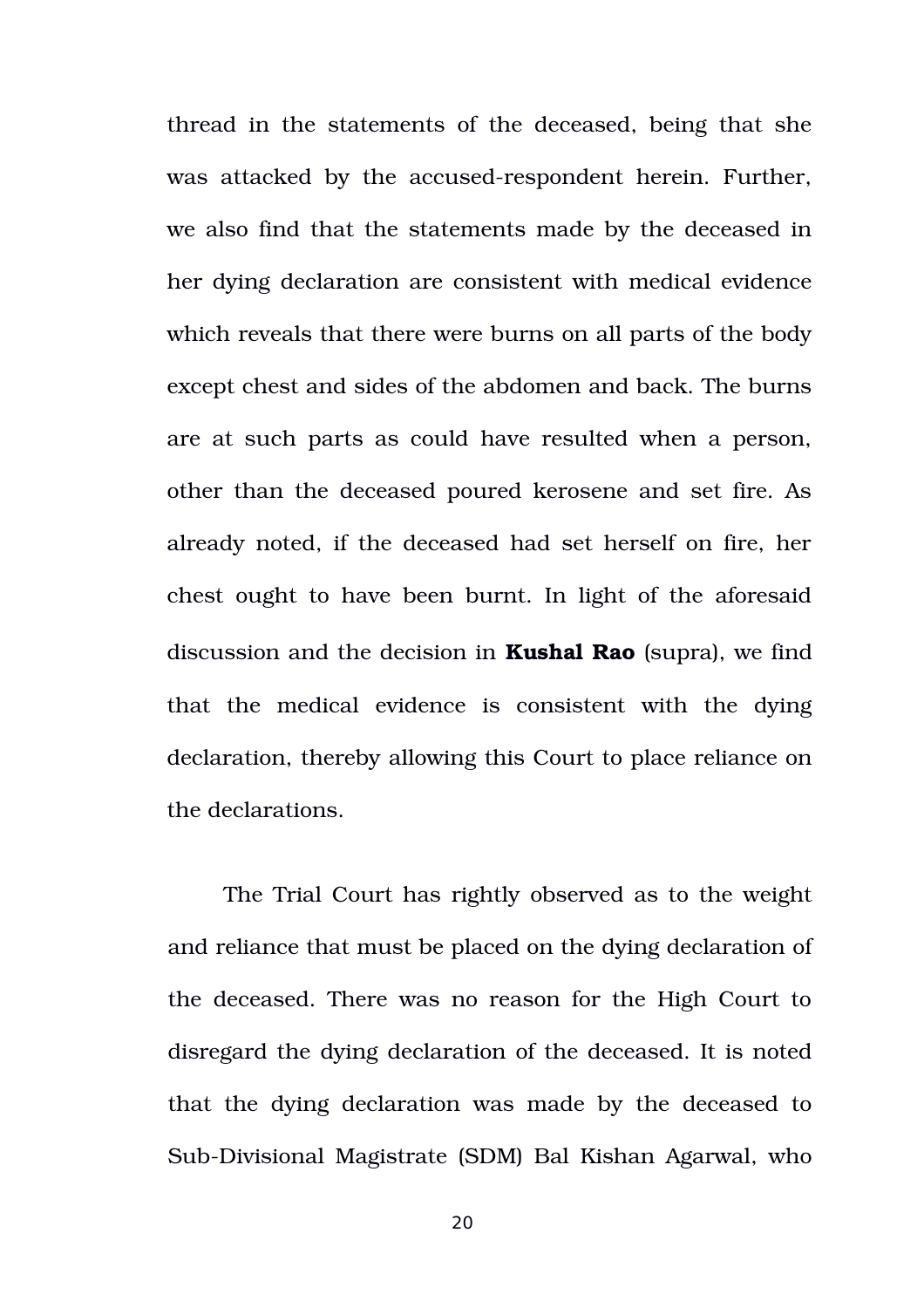thread in the statements of the deceased, being that she was attacked by the accused-respondent herein. Further, we also find that the statements made by the deceased in her dying declaration are consistent with medical evidence which reveals that there were burns on all parts of the body except chest and sides of the abdomen and back. The burns are at such parts as could have resulted when a person, other than the deceased poured kerosene and set fire. As already noted, if the deceased had set herself on fire, her chest ought to have been burnt. In light of the aforesaid discussion and the decision in **Kushal Rao** (supra), we find that the medical evidence is consistent with the dying declaration, thereby allowing this Court to place reliance on the declarations.

The Trial Court has rightly observed as to the weight and reliance that must be placed on the dying declaration of the deceased. There was no reason for the High Court to disregard the dying declaration of the deceased. It is noted that the dying declaration was made by the deceased to Sub-Divisional Magistrate (SDM) Bal Kishan Agarwal, who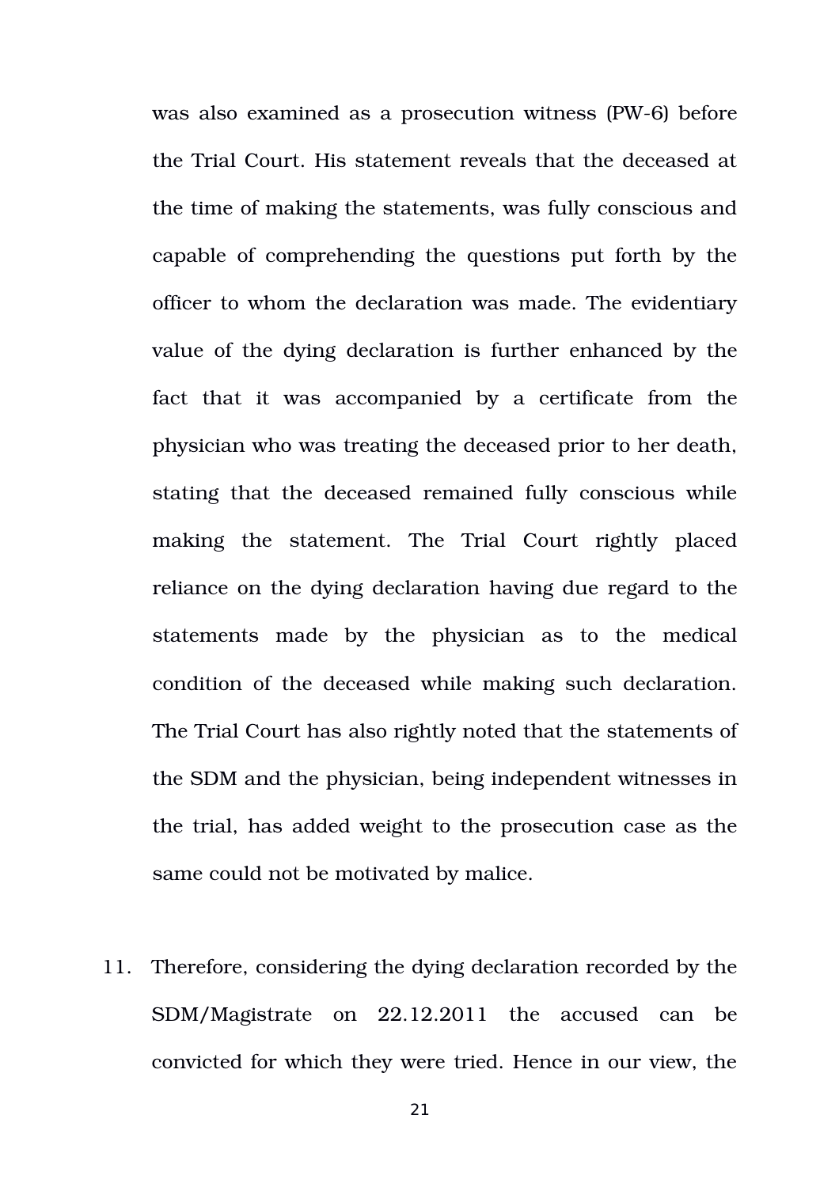was also examined as a prosecution witness (PW-6) before the Trial Court. His statement reveals that the deceased at the time of making the statements, was fully conscious and capable of comprehending the questions put forth by the officer to whom the declaration was made. The evidentiary value of the dying declaration is further enhanced by the fact that it was accompanied by a certificate from the physician who was treating the deceased prior to her death, stating that the deceased remained fully conscious while making the statement. The Trial Court rightly placed reliance on the dying declaration having due regard to the statements made by the physician as to the medical condition of the deceased while making such declaration. The Trial Court has also rightly noted that the statements of the SDM and the physician, being independent witnesses in the trial, has added weight to the prosecution case as the same could not be motivated by malice.

11. Therefore, considering the dying declaration recorded by the SDM/Magistrate on 22.12.2011 the accused can be convicted for which they were tried. Hence in our view, the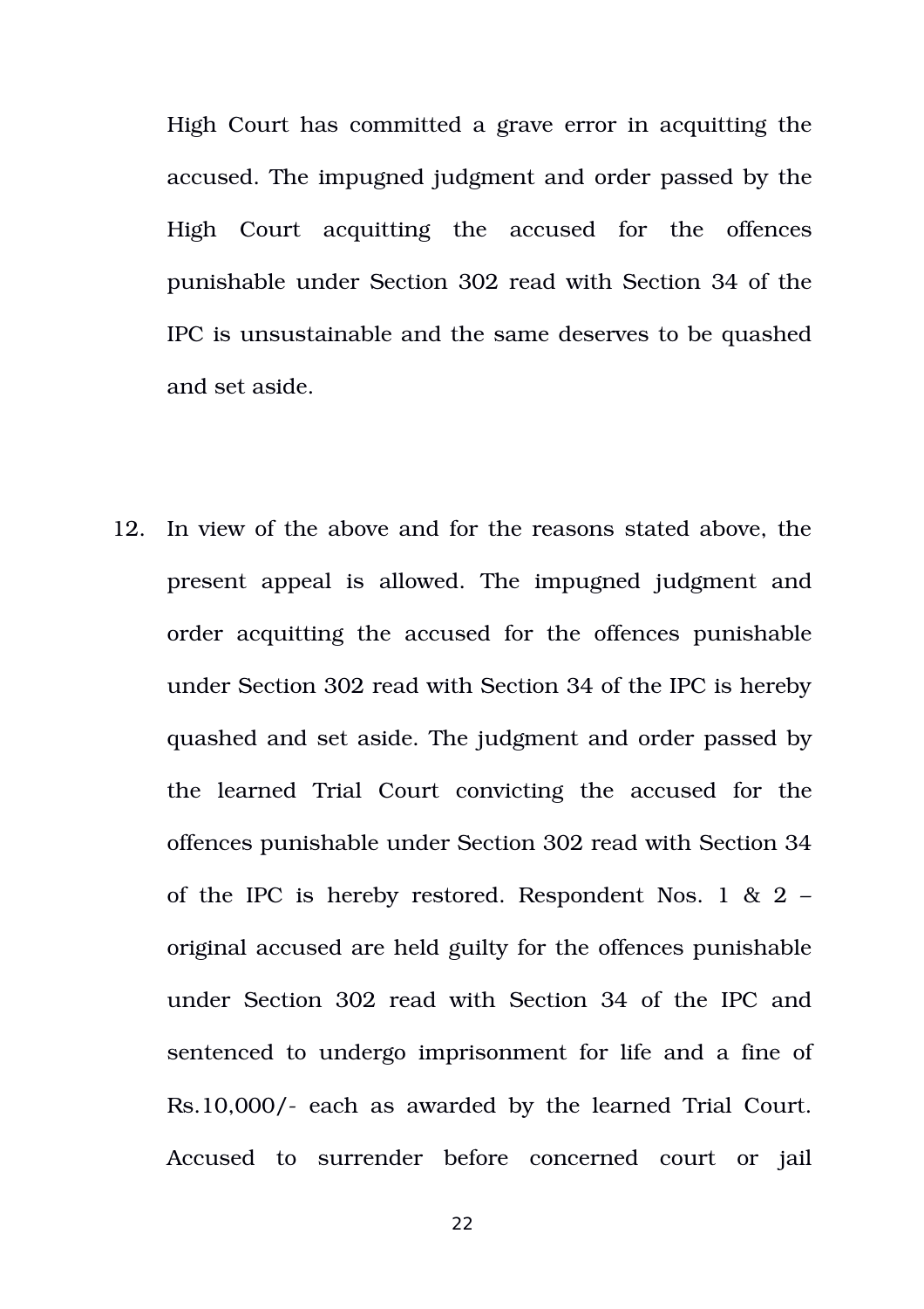High Court has committed a grave error in acquitting the accused. The impugned judgment and order passed by the High Court acquitting the accused for the offences punishable under Section 302 read with Section 34 of the IPC is unsustainable and the same deserves to be quashed and set aside.

12. In view of the above and for the reasons stated above, the present appeal is allowed. The impugned judgment and order acquitting the accused for the offences punishable under Section 302 read with Section 34 of the IPC is hereby quashed and set aside. The judgment and order passed by the learned Trial Court convicting the accused for the offences punishable under Section 302 read with Section 34 of the IPC is hereby restored. Respondent Nos. 1 & 2 – original accused are held guilty for the offences punishable under Section 302 read with Section 34 of the IPC and sentenced to undergo imprisonment for life and a fine of Rs.10,000/- each as awarded by the learned Trial Court. Accused to surrender before concerned court or jail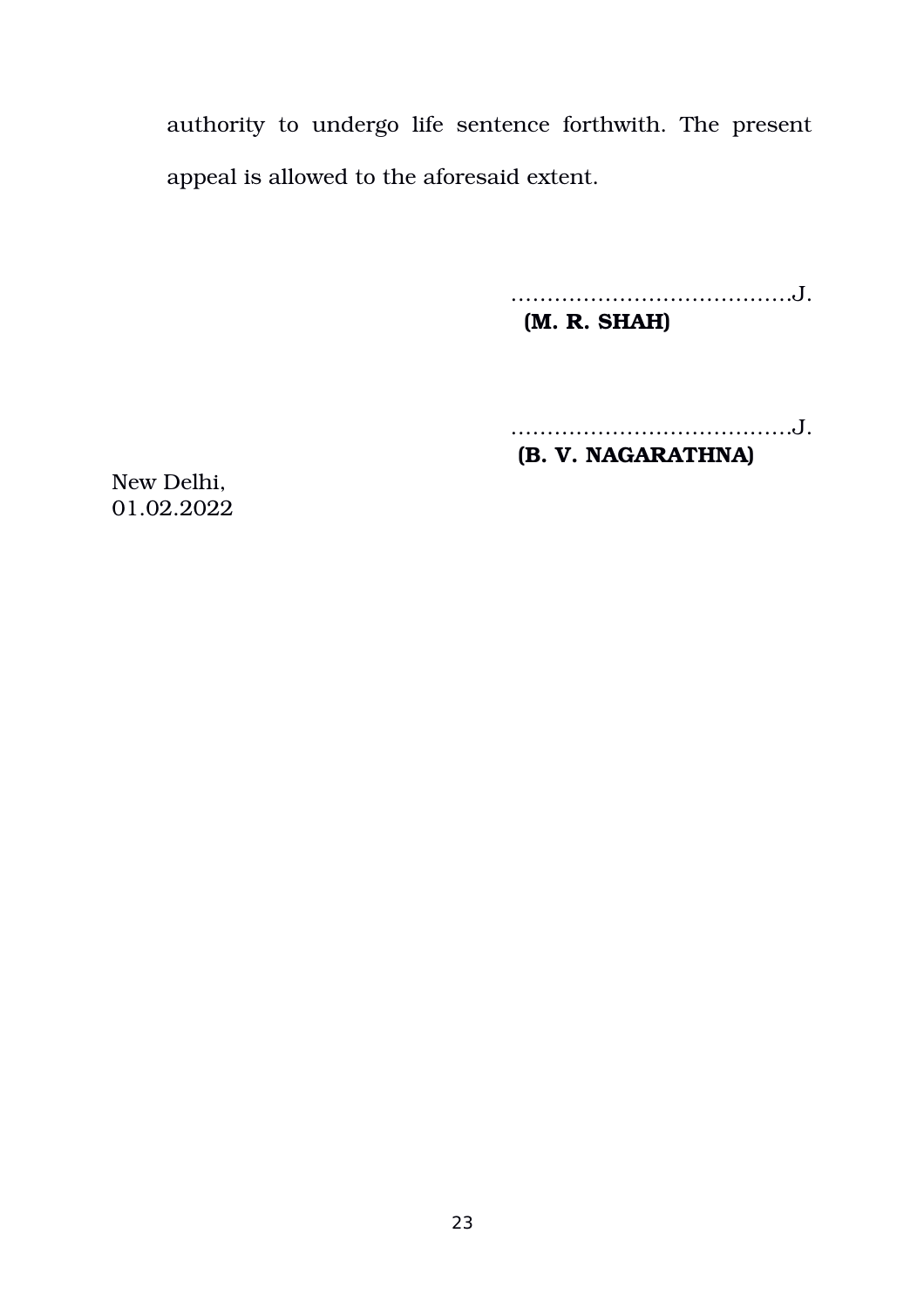authority to undergo life sentence forthwith. The present appeal is allowed to the aforesaid extent.

………………………………….J.
**(M. R. SHAH)**

………………………………….J.
**(B. V. NAGARATHNA)**

New Delhi,
01.02.2022